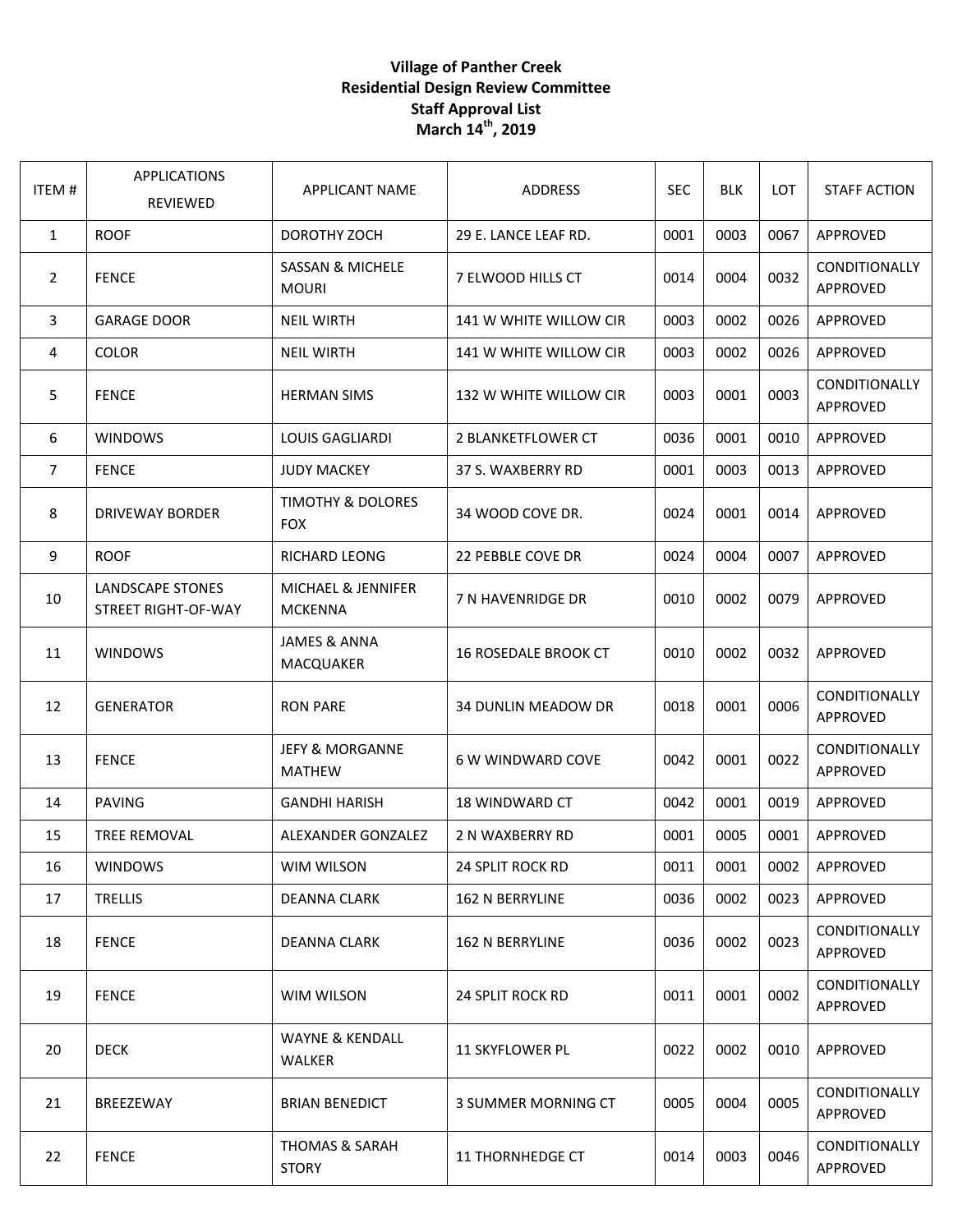**Village of Panther Creek**
**Residential Design Review Committee**
**Staff Approval List**
**March 14th, 2019**

| ITEM # | APPLICATIONS REVIEWED | APPLICANT NAME | ADDRESS | SEC | BLK | LOT | STAFF ACTION |
|---|---|---|---|---|---|---|---|
| 1 | ROOF | DOROTHY ZOCH | 29 E. LANCE LEAF RD. | 0001 | 0003 | 0067 | APPROVED |
| 2 | FENCE | SASSAN & MICHELE MOURI | 7 ELWOOD HILLS CT | 0014 | 0004 | 0032 | CONDITIONALLY APPROVED |
| 3 | GARAGE DOOR | NEIL WIRTH | 141 W WHITE WILLOW CIR | 0003 | 0002 | 0026 | APPROVED |
| 4 | COLOR | NEIL WIRTH | 141 W WHITE WILLOW CIR | 0003 | 0002 | 0026 | APPROVED |
| 5 | FENCE | HERMAN SIMS | 132 W WHITE WILLOW CIR | 0003 | 0001 | 0003 | CONDITIONALLY APPROVED |
| 6 | WINDOWS | LOUIS GAGLIARDI | 2 BLANKETFLOWER CT | 0036 | 0001 | 0010 | APPROVED |
| 7 | FENCE | JUDY MACKEY | 37 S. WAXBERRY RD | 0001 | 0003 | 0013 | APPROVED |
| 8 | DRIVEWAY BORDER | TIMOTHY & DOLORES FOX | 34 WOOD COVE DR. | 0024 | 0001 | 0014 | APPROVED |
| 9 | ROOF | RICHARD LEONG | 22 PEBBLE COVE DR | 0024 | 0004 | 0007 | APPROVED |
| 10 | LANDSCAPE STONES STREET RIGHT-OF-WAY | MICHAEL & JENNIFER MCKENNA | 7 N HAVENRIDGE DR | 0010 | 0002 | 0079 | APPROVED |
| 11 | WINDOWS | JAMES & ANNA MACQUAKER | 16 ROSEDALE BROOK CT | 0010 | 0002 | 0032 | APPROVED |
| 12 | GENERATOR | RON PARE | 34 DUNLIN MEADOW DR | 0018 | 0001 | 0006 | CONDITIONALLY APPROVED |
| 13 | FENCE | JEFY & MORGANNE MATHEW | 6 W WINDWARD COVE | 0042 | 0001 | 0022 | CONDITIONALLY APPROVED |
| 14 | PAVING | GANDHI HARISH | 18 WINDWARD CT | 0042 | 0001 | 0019 | APPROVED |
| 15 | TREE REMOVAL | ALEXANDER GONZALEZ | 2 N WAXBERRY RD | 0001 | 0005 | 0001 | APPROVED |
| 16 | WINDOWS | WIM WILSON | 24 SPLIT ROCK RD | 0011 | 0001 | 0002 | APPROVED |
| 17 | TRELLIS | DEANNA CLARK | 162 N BERRYLINE | 0036 | 0002 | 0023 | APPROVED |
| 18 | FENCE | DEANNA CLARK | 162 N BERRYLINE | 0036 | 0002 | 0023 | CONDITIONALLY APPROVED |
| 19 | FENCE | WIM WILSON | 24 SPLIT ROCK RD | 0011 | 0001 | 0002 | CONDITIONALLY APPROVED |
| 20 | DECK | WAYNE & KENDALL WALKER | 11 SKYFLOWER PL | 0022 | 0002 | 0010 | APPROVED |
| 21 | BREEZEWAY | BRIAN BENEDICT | 3 SUMMER MORNING CT | 0005 | 0004 | 0005 | CONDITIONALLY APPROVED |
| 22 | FENCE | THOMAS & SARAH STORY | 11 THORNHEDGE CT | 0014 | 0003 | 0046 | CONDITIONALLY APPROVED |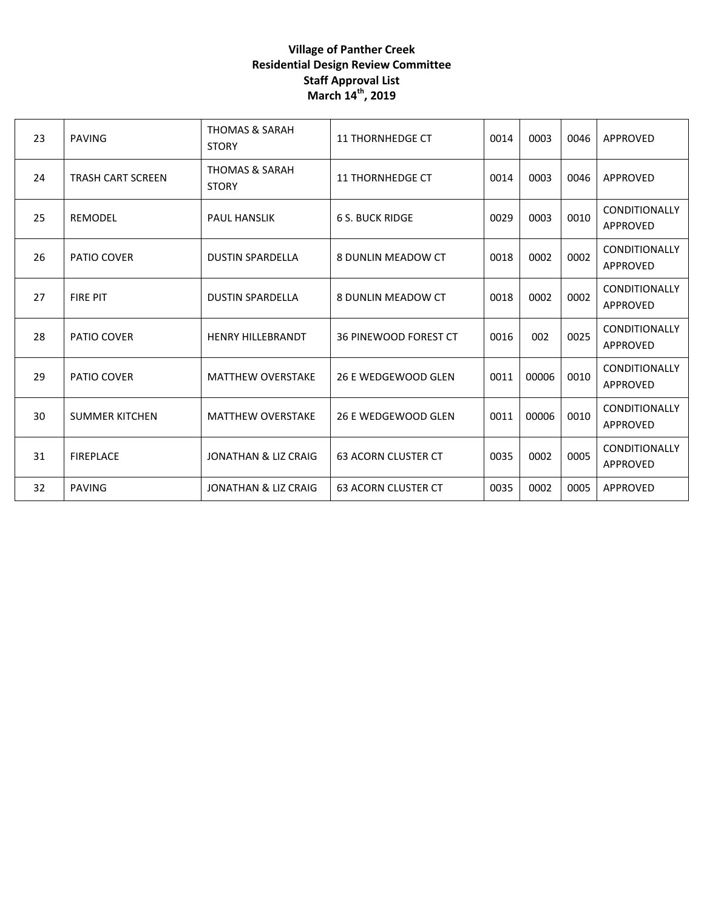**Village of Panther Creek**
**Residential Design Review Committee**
**Staff Approval List**
**March 14th, 2019**

| | | | | | | | |
|---|---|---|---|---|---|---|---|
| 23 | PAVING | THOMAS & SARAH STORY | 11 THORNHEDGE CT | 0014 | 0003 | 0046 | APPROVED |
| 24 | TRASH CART SCREEN | THOMAS & SARAH STORY | 11 THORNHEDGE CT | 0014 | 0003 | 0046 | APPROVED |
| 25 | REMODEL | PAUL HANSLIK | 6 S. BUCK RIDGE | 0029 | 0003 | 0010 | CONDITIONALLY APPROVED |
| 26 | PATIO COVER | DUSTIN SPARDELLA | 8 DUNLIN MEADOW CT | 0018 | 0002 | 0002 | CONDITIONALLY APPROVED |
| 27 | FIRE PIT | DUSTIN SPARDELLA | 8 DUNLIN MEADOW CT | 0018 | 0002 | 0002 | CONDITIONALLY APPROVED |
| 28 | PATIO COVER | HENRY HILLEBRANDT | 36 PINEWOOD FOREST CT | 0016 | 002 | 0025 | CONDITIONALLY APPROVED |
| 29 | PATIO COVER | MATTHEW OVERSTAKE | 26 E WEDGEWOOD GLEN | 0011 | 00006 | 0010 | CONDITIONALLY APPROVED |
| 30 | SUMMER KITCHEN | MATTHEW OVERSTAKE | 26 E WEDGEWOOD GLEN | 0011 | 00006 | 0010 | CONDITIONALLY APPROVED |
| 31 | FIREPLACE | JONATHAN & LIZ CRAIG | 63 ACORN CLUSTER CT | 0035 | 0002 | 0005 | CONDITIONALLY APPROVED |
| 32 | PAVING | JONATHAN & LIZ CRAIG | 63 ACORN CLUSTER CT | 0035 | 0002 | 0005 | APPROVED |